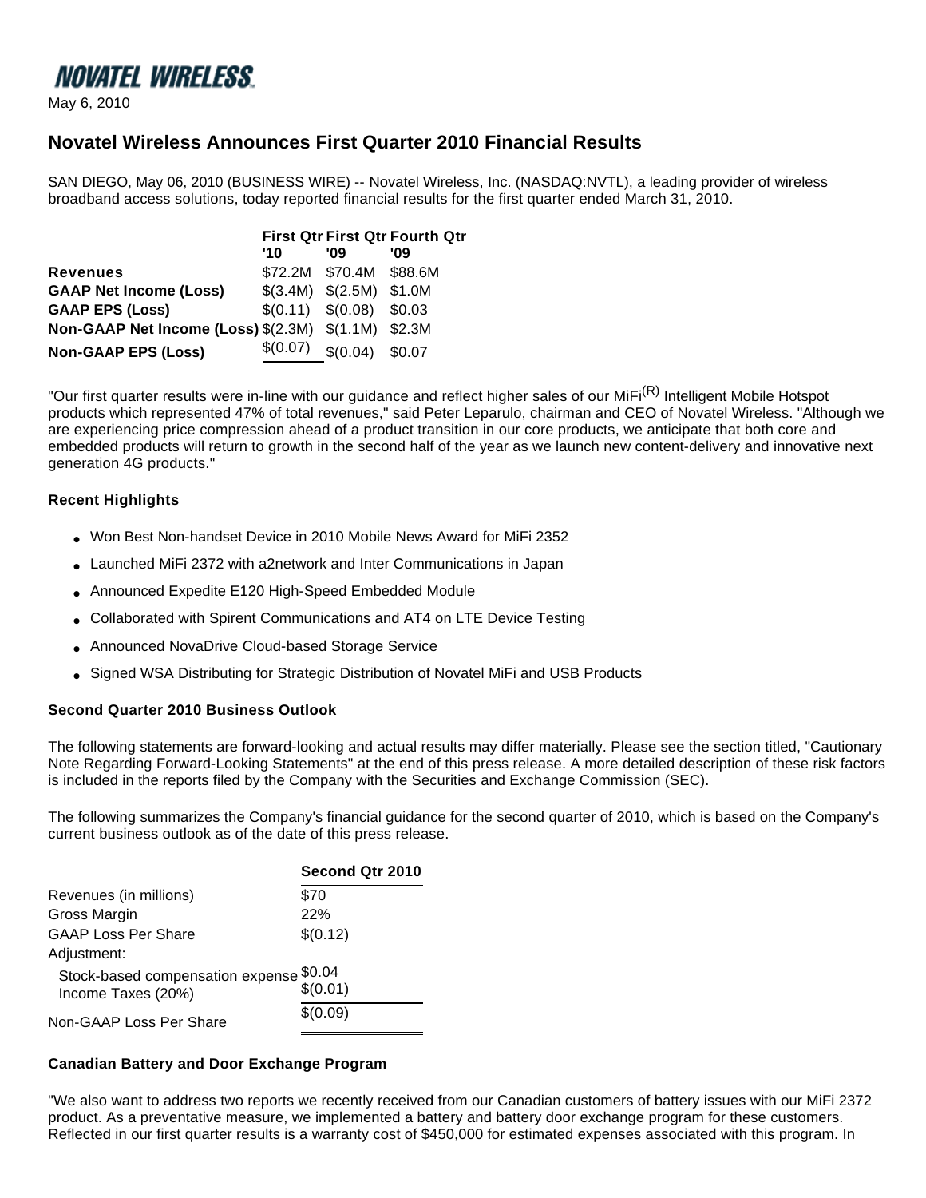**NOVATEL WIRELESS**

May 6, 2010

## Novatel Wireless Announces First Quarter 2010 Financial Results

SAN DIEGO, May 06, 2010 (BUSINESS WIRE) -- Novatel Wireless, Inc. (NASDAQ:NVTL), a leading provider of wireless broadband access solutions, today reported financial results for the first quarter ended March 31, 2010.

| | First Qtr '10 | First Qtr '09 | Fourth Qtr '09 |
|---|---|---|---|
| **Revenues** | $72.2M | $70.4M | $88.6M |
| **GAAP Net Income (Loss)** | $(3.4M) | $(2.5M) | $1.0M |
| **GAAP EPS (Loss)** | $(0.11) | $(0.08) | $0.03 |
| **Non-GAAP Net Income (Loss)** | $(2.3M) | $(1.1M) | $2.3M |
| **Non-GAAP EPS (Loss)** | $(0.07) | $(0.04) | $0.07 |

"Our first quarter results were in-line with our guidance and reflect higher sales of our MiFi(R) Intelligent Mobile Hotspot products which represented 47% of total revenues," said Peter Leparulo, chairman and CEO of Novatel Wireless. "Although we are experiencing price compression ahead of a product transition in our core products, we anticipate that both core and embedded products will return to growth in the second half of the year as we launch new content-delivery and innovative next generation 4G products."

### Recent Highlights

- Won Best Non-handset Device in 2010 Mobile News Award for MiFi 2352
- Launched MiFi 2372 with a2network and Inter Communications in Japan
- Announced Expedite E120 High-Speed Embedded Module
- Collaborated with Spirent Communications and AT4 on LTE Device Testing
- Announced NovaDrive Cloud-based Storage Service
- Signed WSA Distributing for Strategic Distribution of Novatel MiFi and USB Products

### Second Quarter 2010 Business Outlook

The following statements are forward-looking and actual results may differ materially. Please see the section titled, "Cautionary Note Regarding Forward-Looking Statements" at the end of this press release. A more detailed description of these risk factors is included in the reports filed by the Company with the Securities and Exchange Commission (SEC).

The following summarizes the Company's financial guidance for the second quarter of 2010, which is based on the Company's current business outlook as of the date of this press release.

| | Second Qtr 2010 |
|---|---|
| Revenues (in millions) | $70 |
| Gross Margin | 22% |
| GAAP Loss Per Share | $(0.12) |
| Adjustment: | |
| Stock-based compensation expense | $0.04 |
| Income Taxes (20%) | $(0.01) |
| Non-GAAP Loss Per Share | $(0.09) |

### Canadian Battery and Door Exchange Program

"We also want to address two reports we recently received from our Canadian customers of battery issues with our MiFi 2372 product. As a preventative measure, we implemented a battery and battery door exchange program for these customers. Reflected in our first quarter results is a warranty cost of $450,000 for estimated expenses associated with this program. In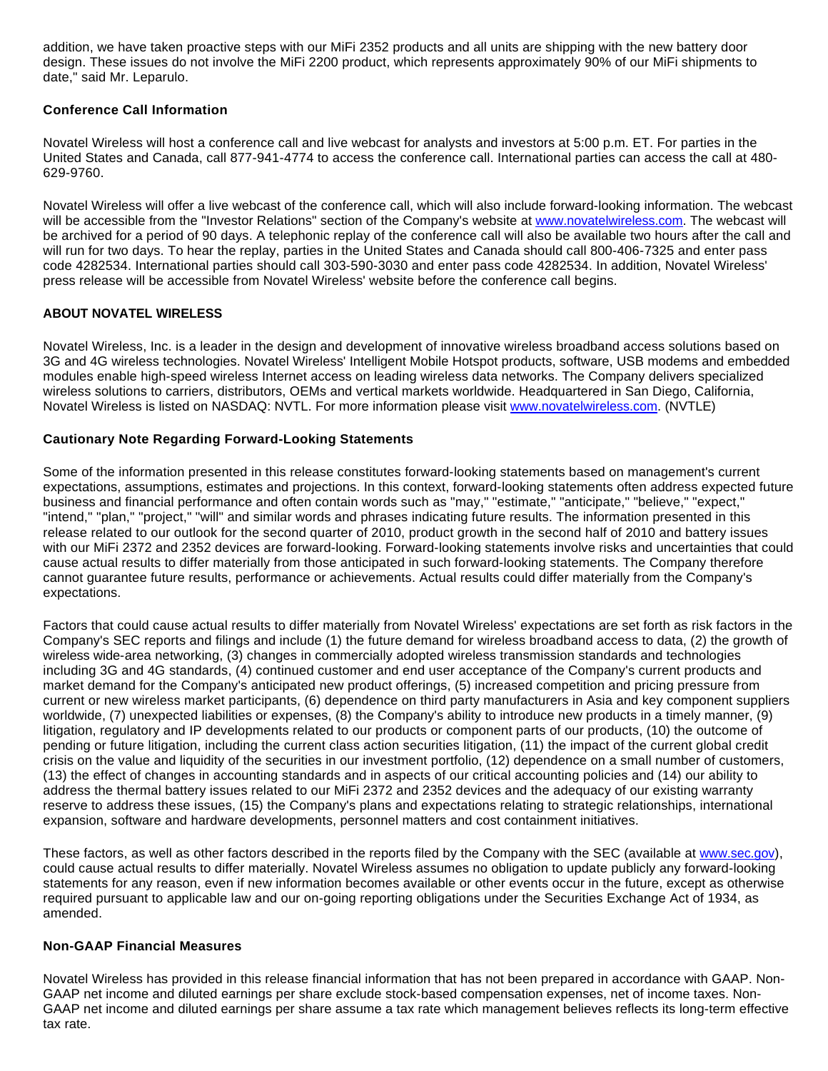addition, we have taken proactive steps with our MiFi 2352 products and all units are shipping with the new battery door design. These issues do not involve the MiFi 2200 product, which represents approximately 90% of our MiFi shipments to date," said Mr. Leparulo.

**Conference Call Information**

Novatel Wireless will host a conference call and live webcast for analysts and investors at 5:00 p.m. ET. For parties in the United States and Canada, call 877-941-4774 to access the conference call. International parties can access the call at 480-629-9760.

Novatel Wireless will offer a live webcast of the conference call, which will also include forward-looking information. The webcast will be accessible from the "Investor Relations" section of the Company's website at [www.novatelwireless.com](http://www.novatelwireless.com). The webcast will be archived for a period of 90 days. A telephonic replay of the conference call will also be available two hours after the call and will run for two days. To hear the replay, parties in the United States and Canada should call 800-406-7325 and enter pass code 4282534. International parties should call 303-590-3030 and enter pass code 4282534. In addition, Novatel Wireless' press release will be accessible from Novatel Wireless' website before the conference call begins.

**ABOUT NOVATEL WIRELESS**

Novatel Wireless, Inc. is a leader in the design and development of innovative wireless broadband access solutions based on 3G and 4G wireless technologies. Novatel Wireless' Intelligent Mobile Hotspot products, software, USB modems and embedded modules enable high-speed wireless Internet access on leading wireless data networks. The Company delivers specialized wireless solutions to carriers, distributors, OEMs and vertical markets worldwide. Headquartered in San Diego, California, Novatel Wireless is listed on NASDAQ: NVTL. For more information please visit [www.novatelwireless.com](http://www.novatelwireless.com). (NVTLE)

**Cautionary Note Regarding Forward-Looking Statements**

Some of the information presented in this release constitutes forward-looking statements based on management's current expectations, assumptions, estimates and projections. In this context, forward-looking statements often address expected future business and financial performance and often contain words such as "may," "estimate," "anticipate," "believe," "expect," "intend," "plan," "project," "will" and similar words and phrases indicating future results. The information presented in this release related to our outlook for the second quarter of 2010, product growth in the second half of 2010 and battery issues with our MiFi 2372 and 2352 devices are forward-looking. Forward-looking statements involve risks and uncertainties that could cause actual results to differ materially from those anticipated in such forward-looking statements. The Company therefore cannot guarantee future results, performance or achievements. Actual results could differ materially from the Company's expectations.

Factors that could cause actual results to differ materially from Novatel Wireless' expectations are set forth as risk factors in the Company's SEC reports and filings and include (1) the future demand for wireless broadband access to data, (2) the growth of wireless wide-area networking, (3) changes in commercially adopted wireless transmission standards and technologies including 3G and 4G standards, (4) continued customer and end user acceptance of the Company's current products and market demand for the Company's anticipated new product offerings, (5) increased competition and pricing pressure from current or new wireless market participants, (6) dependence on third party manufacturers in Asia and key component suppliers worldwide, (7) unexpected liabilities or expenses, (8) the Company's ability to introduce new products in a timely manner, (9) litigation, regulatory and IP developments related to our products or component parts of our products, (10) the outcome of pending or future litigation, including the current class action securities litigation, (11) the impact of the current global credit crisis on the value and liquidity of the securities in our investment portfolio, (12) dependence on a small number of customers, (13) the effect of changes in accounting standards and in aspects of our critical accounting policies and (14) our ability to address the thermal battery issues related to our MiFi 2372 and 2352 devices and the adequacy of our existing warranty reserve to address these issues, (15) the Company's plans and expectations relating to strategic relationships, international expansion, software and hardware developments, personnel matters and cost containment initiatives.

These factors, as well as other factors described in the reports filed by the Company with the SEC (available at [www.sec.gov](http://www.sec.gov)), could cause actual results to differ materially. Novatel Wireless assumes no obligation to update publicly any forward-looking statements for any reason, even if new information becomes available or other events occur in the future, except as otherwise required pursuant to applicable law and our on-going reporting obligations under the Securities Exchange Act of 1934, as amended.

**Non-GAAP Financial Measures**

Novatel Wireless has provided in this release financial information that has not been prepared in accordance with GAAP. Non-GAAP net income and diluted earnings per share exclude stock-based compensation expenses, net of income taxes. Non-GAAP net income and diluted earnings per share assume a tax rate which management believes reflects its long-term effective tax rate.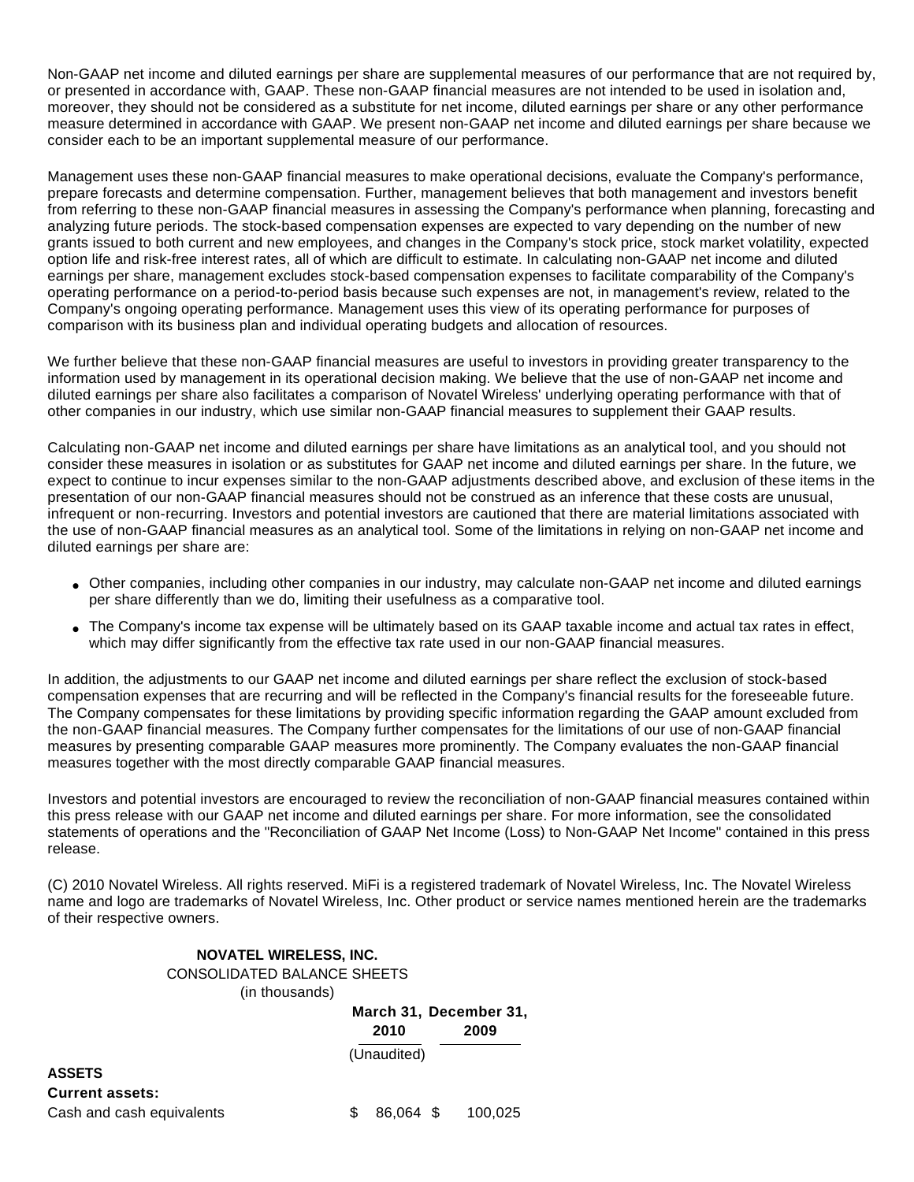Non-GAAP net income and diluted earnings per share are supplemental measures of our performance that are not required by, or presented in accordance with, GAAP. These non-GAAP financial measures are not intended to be used in isolation and, moreover, they should not be considered as a substitute for net income, diluted earnings per share or any other performance measure determined in accordance with GAAP. We present non-GAAP net income and diluted earnings per share because we consider each to be an important supplemental measure of our performance.

Management uses these non-GAAP financial measures to make operational decisions, evaluate the Company's performance, prepare forecasts and determine compensation. Further, management believes that both management and investors benefit from referring to these non-GAAP financial measures in assessing the Company's performance when planning, forecasting and analyzing future periods. The stock-based compensation expenses are expected to vary depending on the number of new grants issued to both current and new employees, and changes in the Company's stock price, stock market volatility, expected option life and risk-free interest rates, all of which are difficult to estimate. In calculating non-GAAP net income and diluted earnings per share, management excludes stock-based compensation expenses to facilitate comparability of the Company's operating performance on a period-to-period basis because such expenses are not, in management's review, related to the Company's ongoing operating performance. Management uses this view of its operating performance for purposes of comparison with its business plan and individual operating budgets and allocation of resources.

We further believe that these non-GAAP financial measures are useful to investors in providing greater transparency to the information used by management in its operational decision making. We believe that the use of non-GAAP net income and diluted earnings per share also facilitates a comparison of Novatel Wireless' underlying operating performance with that of other companies in our industry, which use similar non-GAAP financial measures to supplement their GAAP results.

Calculating non-GAAP net income and diluted earnings per share have limitations as an analytical tool, and you should not consider these measures in isolation or as substitutes for GAAP net income and diluted earnings per share. In the future, we expect to continue to incur expenses similar to the non-GAAP adjustments described above, and exclusion of these items in the presentation of our non-GAAP financial measures should not be construed as an inference that these costs are unusual, infrequent or non-recurring. Investors and potential investors are cautioned that there are material limitations associated with the use of non-GAAP financial measures as an analytical tool. Some of the limitations in relying on non-GAAP net income and diluted earnings per share are:

- Other companies, including other companies in our industry, may calculate non-GAAP net income and diluted earnings per share differently than we do, limiting their usefulness as a comparative tool.
- The Company's income tax expense will be ultimately based on its GAAP taxable income and actual tax rates in effect, which may differ significantly from the effective tax rate used in our non-GAAP financial measures.

In addition, the adjustments to our GAAP net income and diluted earnings per share reflect the exclusion of stock-based compensation expenses that are recurring and will be reflected in the Company's financial results for the foreseeable future. The Company compensates for these limitations by providing specific information regarding the GAAP amount excluded from the non-GAAP financial measures. The Company further compensates for the limitations of our use of non-GAAP financial measures by presenting comparable GAAP measures more prominently. The Company evaluates the non-GAAP financial measures together with the most directly comparable GAAP financial measures.

Investors and potential investors are encouraged to review the reconciliation of non-GAAP financial measures contained within this press release with our GAAP net income and diluted earnings per share. For more information, see the consolidated statements of operations and the "Reconciliation of GAAP Net Income (Loss) to Non-GAAP Net Income" contained in this press release.

(C) 2010 Novatel Wireless. All rights reserved. MiFi is a registered trademark of Novatel Wireless, Inc. The Novatel Wireless name and logo are trademarks of Novatel Wireless, Inc. Other product or service names mentioned herein are the trademarks of their respective owners.

**NOVATEL WIRELESS, INC.**
CONSOLIDATED BALANCE SHEETS
(in thousands)

| | March 31, 2010 | December 31, 2009 |
|---|---|---|
| | (Unaudited) | |
| **ASSETS** | | |
| **Current assets:** | | |
| Cash and cash equivalents | $ 86,064 | $ 100,025 |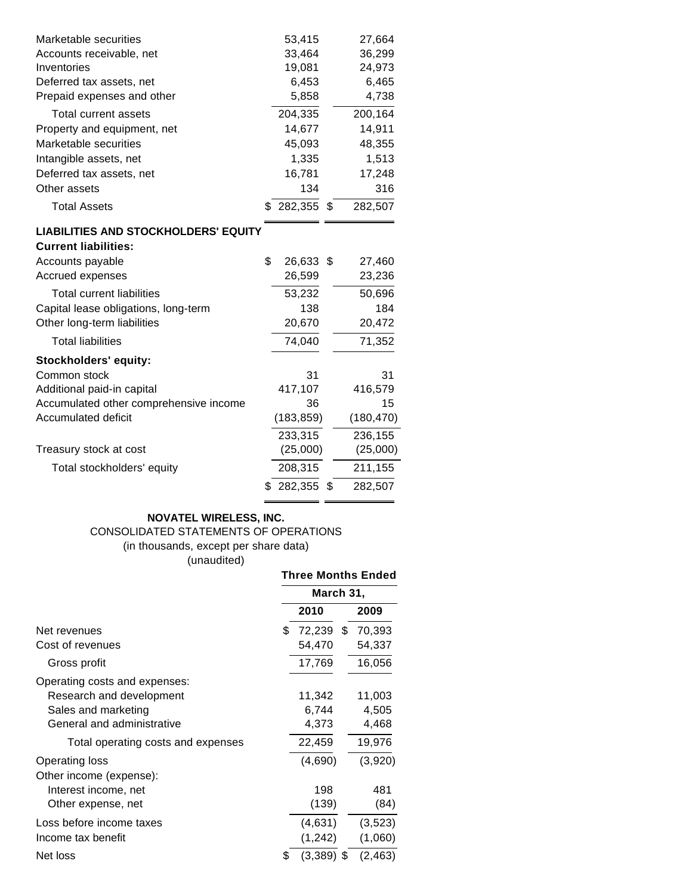| | | |
|---|---|---|
| Marketable securities | 53,415 | 27,664 |
| Accounts receivable, net | 33,464 | 36,299 |
| Inventories | 19,081 | 24,973 |
| Deferred tax assets, net | 6,453 | 6,465 |
| Prepaid expenses and other | 5,858 | 4,738 |
| Total current assets | 204,335 | 200,164 |
| Property and equipment, net | 14,677 | 14,911 |
| Marketable securities | 45,093 | 48,355 |
| Intangible assets, net | 1,335 | 1,513 |
| Deferred tax assets, net | 16,781 | 17,248 |
| Other assets | 134 | 316 |
| Total Assets | $ 282,355 | $ 282,507 |
| **LIABILITIES AND STOCKHOLDERS' EQUITY** | | |
| **Current liabilities:** | | |
| Accounts payable | $ 26,633 | $ 27,460 |
| Accrued expenses | 26,599 | 23,236 |
| Total current liabilities | 53,232 | 50,696 |
| Capital lease obligations, long-term | 138 | 184 |
| Other long-term liabilities | 20,670 | 20,472 |
| Total liabilities | 74,040 | 71,352 |
| **Stockholders' equity:** | | |
| Common stock | 31 | 31 |
| Additional paid-in capital | 417,107 | 416,579 |
| Accumulated other comprehensive income | 36 | 15 |
| Accumulated deficit | (183,859) | (180,470) |
| | 233,315 | 236,155 |
| Treasury stock at cost | (25,000) | (25,000) |
| Total stockholders' equity | 208,315 | 211,155 |
| | $ 282,355 | $ 282,507 |

**NOVATEL WIRELESS, INC.**

CONSOLIDATED STATEMENTS OF OPERATIONS

(in thousands, except per share data)

(unaudited)

| | Three Months Ended March 31, | |
|---|---|---|
| | **2010** | **2009** |
| Net revenues | $ 72,239 | $ 70,393 |
| Cost of revenues | 54,470 | 54,337 |
| Gross profit | 17,769 | 16,056 |
| Operating costs and expenses: | | |
| Research and development | 11,342 | 11,003 |
| Sales and marketing | 6,744 | 4,505 |
| General and administrative | 4,373 | 4,468 |
| Total operating costs and expenses | 22,459 | 19,976 |
| Operating loss | (4,690) | (3,920) |
| Other income (expense): | | |
| Interest income, net | 198 | 481 |
| Other expense, net | (139) | (84) |
| Loss before income taxes | (4,631) | (3,523) |
| Income tax benefit | (1,242) | (1,060) |
| Net loss | $ (3,389) | $ (2,463) |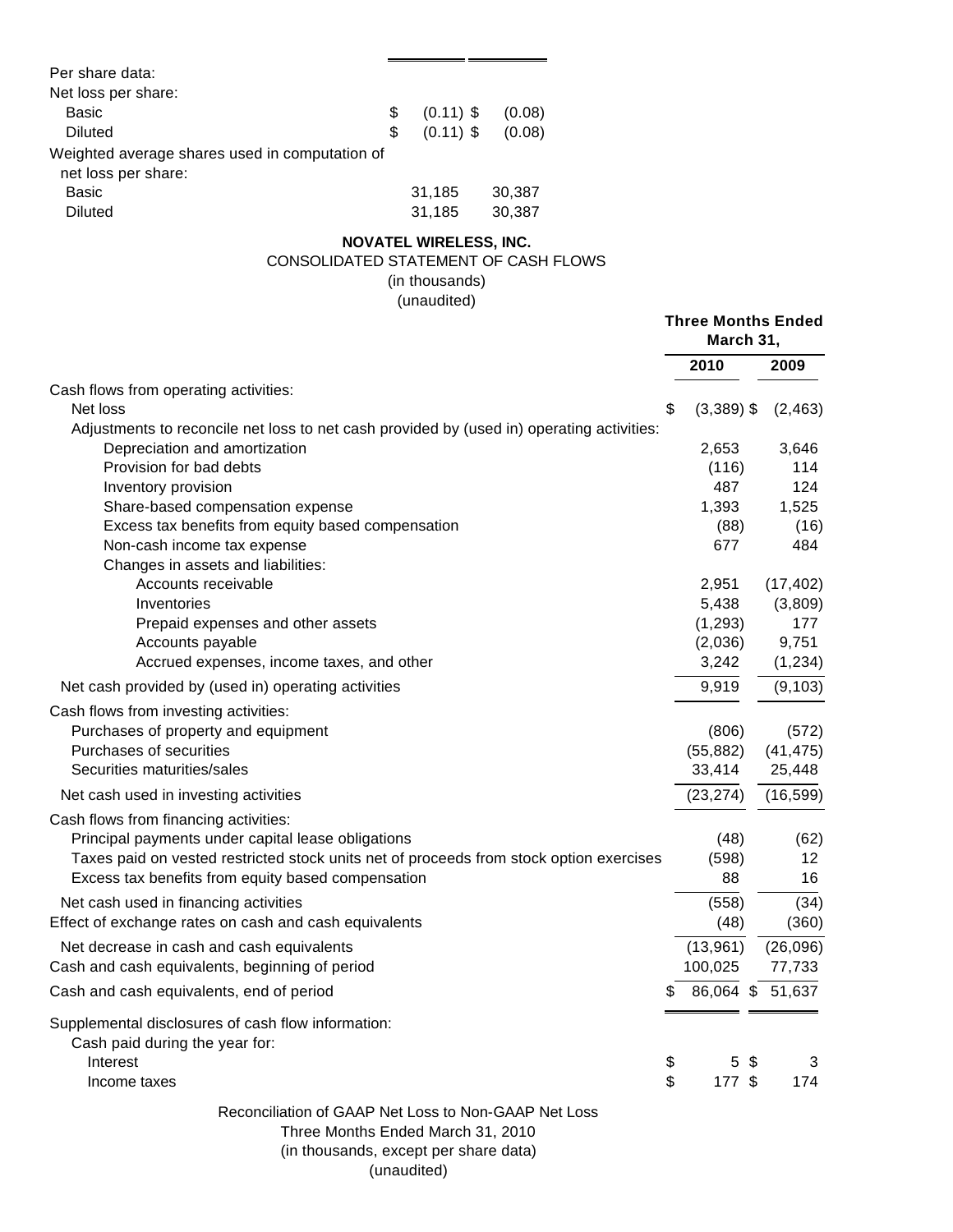| | | |
|---|---|---|
| Per share data: | | |
| Net loss per share: | | |
| Basic | $ (0.11) | $ (0.08) |
| Diluted | $ (0.11) | $ (0.08) |
| Weighted average shares used in computation of net loss per share: | | |
| Basic | 31,185 | 30,387 |
| Diluted | 31,185 | 30,387 |

**NOVATEL WIRELESS, INC.**

CONSOLIDATED STATEMENT OF CASH FLOWS

(in thousands)

(unaudited)

| | Three Months Ended March 31, | |
|---|---|---|
| | **2010** | **2009** |
| Cash flows from operating activities: | | |
| Net loss | $ (3,389) | $ (2,463) |
| Adjustments to reconcile net loss to net cash provided by (used in) operating activities: | | |
| Depreciation and amortization | 2,653 | 3,646 |
| Provision for bad debts | (116) | 114 |
| Inventory provision | 487 | 124 |
| Share-based compensation expense | 1,393 | 1,525 |
| Excess tax benefits from equity based compensation | (88) | (16) |
| Non-cash income tax expense | 677 | 484 |
| Changes in assets and liabilities: | | |
| Accounts receivable | 2,951 | (17,402) |
| Inventories | 5,438 | (3,809) |
| Prepaid expenses and other assets | (1,293) | 177 |
| Accounts payable | (2,036) | 9,751 |
| Accrued expenses, income taxes, and other | 3,242 | (1,234) |
| Net cash provided by (used in) operating activities | 9,919 | (9,103) |
| Cash flows from investing activities: | | |
| Purchases of property and equipment | (806) | (572) |
| Purchases of securities | (55,882) | (41,475) |
| Securities maturities/sales | 33,414 | 25,448 |
| Net cash used in investing activities | (23,274) | (16,599) |
| Cash flows from financing activities: | | |
| Principal payments under capital lease obligations | (48) | (62) |
| Taxes paid on vested restricted stock units net of proceeds from stock option exercises | (598) | 12 |
| Excess tax benefits from equity based compensation | 88 | 16 |
| Net cash used in financing activities | (558) | (34) |
| Effect of exchange rates on cash and cash equivalents | (48) | (360) |
| Net decrease in cash and cash equivalents | (13,961) | (26,096) |
| Cash and cash equivalents, beginning of period | 100,025 | 77,733 |
| Cash and cash equivalents, end of period | $ 86,064 | $ 51,637 |
| Supplemental disclosures of cash flow information: | | |
| Cash paid during the year for: | | |
| Interest | $ 5 | $ 3 |
| Income taxes | $ 177 | $ 174 |

Reconciliation of GAAP Net Loss to Non-GAAP Net Loss

Three Months Ended March 31, 2010

(in thousands, except per share data)

(unaudited)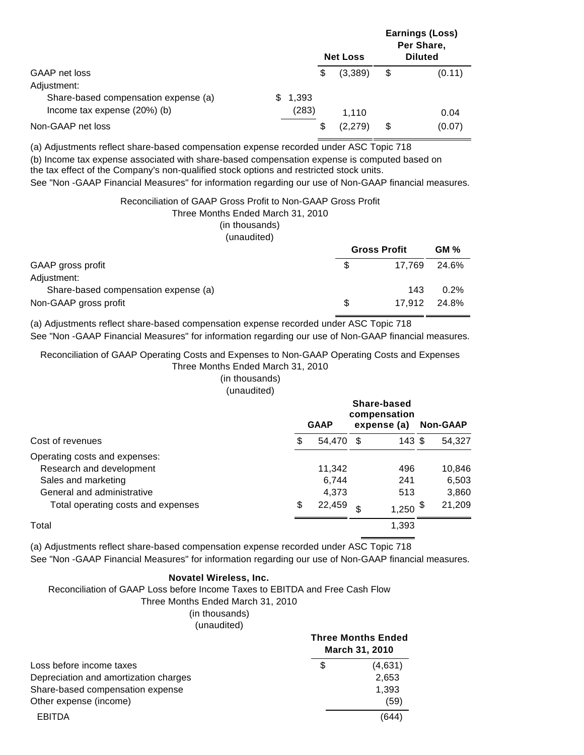| | | Net Loss | Earnings (Loss) Per Share, Diluted |
|---|---|---|---|
| GAAP net loss | | $ (3,389) | $ (0.11) |
| Adjustment: | | | |
| Share-based compensation expense (a) | $ 1,393 | | |
| Income tax expense (20%) (b) | (283) | 1,110 | 0.04 |
| Non-GAAP net loss | | $ (2,279) | $ (0.07) |

(a) Adjustments reflect share-based compensation expense recorded under ASC Topic 718

(b) Income tax expense associated with share-based compensation expense is computed based on the tax effect of the Company's non-qualified stock options and restricted stock units.

See "Non -GAAP Financial Measures" for information regarding our use of Non-GAAP financial measures.

Reconciliation of GAAP Gross Profit to Non-GAAP Gross Profit
Three Months Ended March 31, 2010
(in thousands)
(unaudited)

| | Gross Profit | GM % |
|---|---|---|
| GAAP gross profit | $ 17,769 | 24.6% |
| Adjustment: | | |
| Share-based compensation expense (a) | 143 | 0.2% |
| Non-GAAP gross profit | $ 17,912 | 24.8% |

(a) Adjustments reflect share-based compensation expense recorded under ASC Topic 718

See "Non -GAAP Financial Measures" for information regarding our use of Non-GAAP financial measures.

Reconciliation of GAAP Operating Costs and Expenses to Non-GAAP Operating Costs and Expenses
Three Months Ended March 31, 2010
(in thousands)
(unaudited)

| | GAAP | Share-based compensation expense (a) | Non-GAAP |
|---|---|---|---|
| Cost of revenues | $ 54,470 | $ 143 | $ 54,327 |
| Operating costs and expenses: | | | |
| Research and development | 11,342 | 496 | 10,846 |
| Sales and marketing | 6,744 | 241 | 6,503 |
| General and administrative | 4,373 | 513 | 3,860 |
| Total operating costs and expenses | $ 22,459 | $ 1,250 | $ 21,209 |
| Total | | 1,393 | |

(a) Adjustments reflect share-based compensation expense recorded under ASC Topic 718

See "Non -GAAP Financial Measures" for information regarding our use of Non-GAAP financial measures.

**Novatel Wireless, Inc.**
Reconciliation of GAAP Loss before Income Taxes to EBITDA and Free Cash Flow
Three Months Ended March 31, 2010
(in thousands)
(unaudited)

| | Three Months Ended March 31, 2010 |
|---|---|
| Loss before income taxes | $ (4,631) |
| Depreciation and amortization charges | 2,653 |
| Share-based compensation expense | 1,393 |
| Other expense (income) | (59) |
| EBITDA | (644) |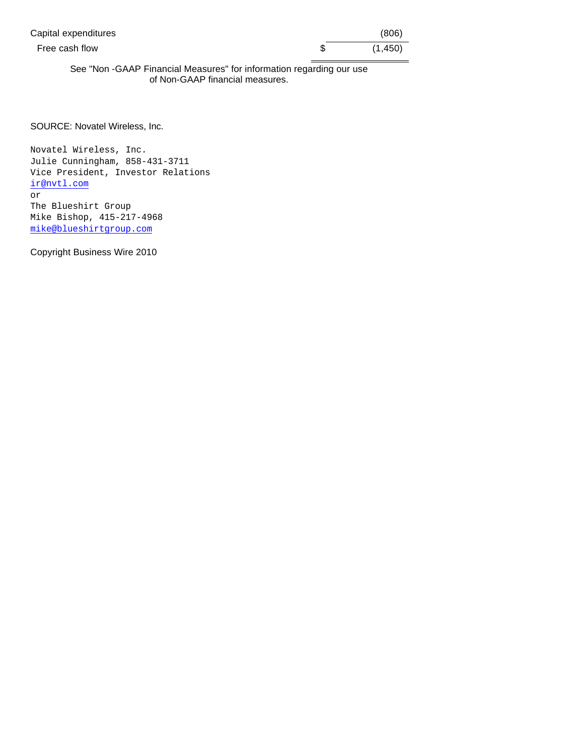| | | |
|---|---|---|
| Capital expenditures | | (806) |
| Free cash flow | $ | (1,450) |

See "Non -GAAP Financial Measures" for information regarding our use of Non-GAAP financial measures.

SOURCE: Novatel Wireless, Inc.

Novatel Wireless, Inc.
Julie Cunningham, 858-431-3711
Vice President, Investor Relations
ir@nvtl.com
or
The Blueshirt Group
Mike Bishop, 415-217-4968
mike@blueshirtgroup.com

Copyright Business Wire 2010